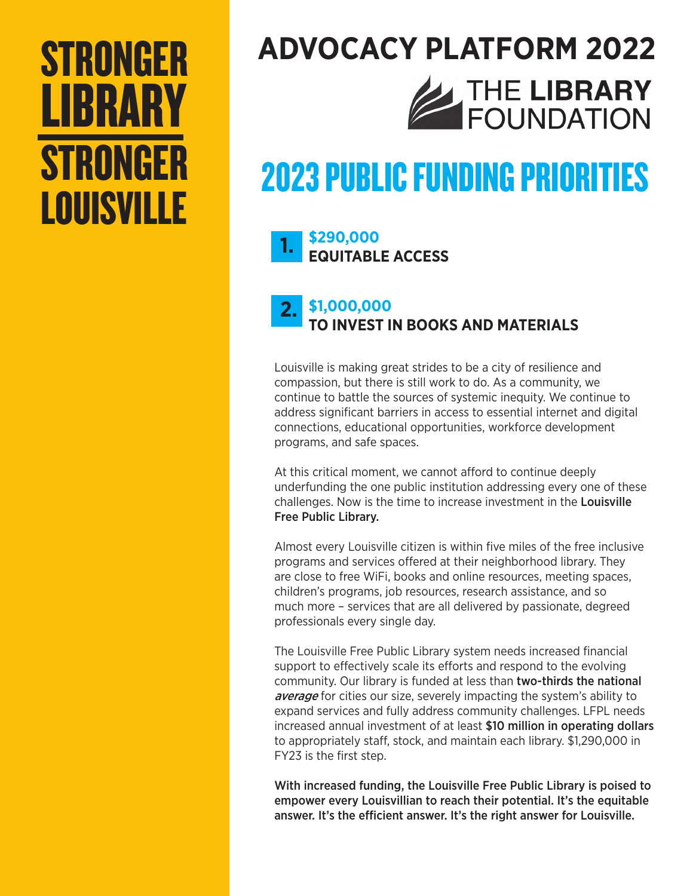# STRONGER LIBRARY STRONGER LOUISVILLE

# ADVOCACY PLATFORM 2022

THE **LIBRARY** FOUNDATION

# 2023 PUBLIC FUNDING PRIORITIES

**1.** **$290,000**
**EQUITABLE ACCESS**

**2.** **$1,000,000**
**TO INVEST IN BOOKS AND MATERIALS**

Louisville is making great strides to be a city of resilience and compassion, but there is still work to do. As a community, we continue to battle the sources of systemic inequity. We continue to address significant barriers in access to essential internet and digital connections, educational opportunities, workforce development programs, and safe spaces.

At this critical moment, we cannot afford to continue deeply underfunding the one public institution addressing every one of these challenges. Now is the time to increase investment in the **Louisville Free Public Library.**

Almost every Louisville citizen is within five miles of the free inclusive programs and services offered at their neighborhood library. They are close to free WiFi, books and online resources, meeting spaces, children's programs, job resources, research assistance, and so much more – services that are all delivered by passionate, degreed professionals every single day.

The Louisville Free Public Library system needs increased financial support to effectively scale its efforts and respond to the evolving community. Our library is funded at less than **two-thirds the national *average*** for cities our size, severely impacting the system's ability to expand services and fully address community challenges. LFPL needs increased annual investment of at least **$10 million in operating dollars** to appropriately staff, stock, and maintain each library. $1,290,000 in FY23 is the first step.

**With increased funding, the Louisville Free Public Library is poised to empower every Louisvillian to reach their potential. It's the equitable answer. It's the efficient answer. It's the right answer for Louisville.**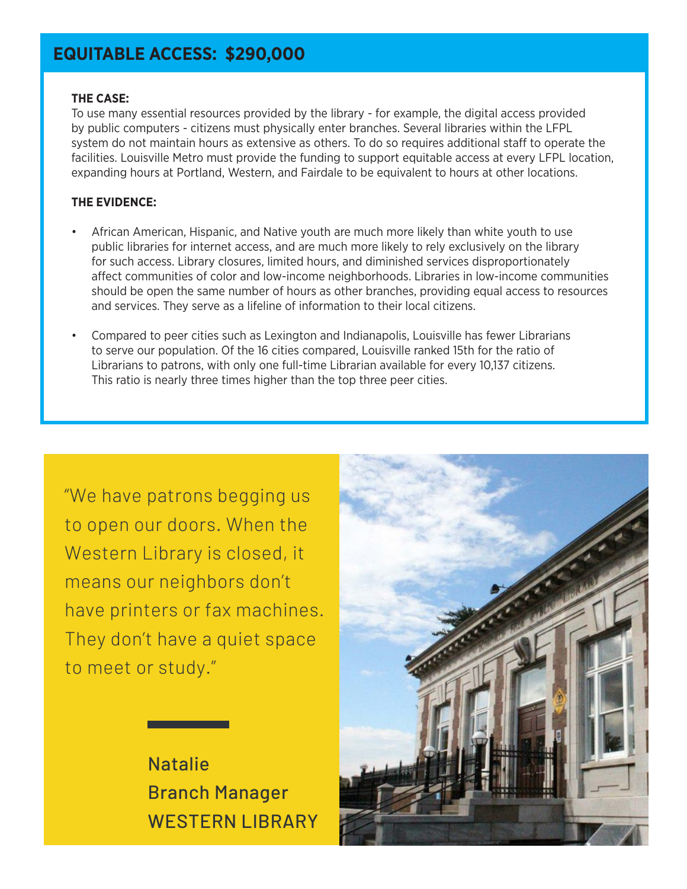## EQUITABLE ACCESS: $290,000

**THE CASE:**

To use many essential resources provided by the library - for example, the digital access provided by public computers - citizens must physically enter branches. Several libraries within the LFPL system do not maintain hours as extensive as others. To do so requires additional staff to operate the facilities. Louisville Metro must provide the funding to support equitable access at every LFPL location, expanding hours at Portland, Western, and Fairdale to be equivalent to hours at other locations.

**THE EVIDENCE:**

- African American, Hispanic, and Native youth are much more likely than white youth to use public libraries for internet access, and are much more likely to rely exclusively on the library for such access. Library closures, limited hours, and diminished services disproportionately affect communities of color and low-income neighborhoods. Libraries in low-income communities should be open the same number of hours as other branches, providing equal access to resources and services. They serve as a lifeline of information to their local citizens.
- Compared to peer cities such as Lexington and Indianapolis, Louisville has fewer Librarians to serve our population. Of the 16 cities compared, Louisville ranked 15th for the ratio of Librarians to patrons, with only one full-time Librarian available for every 10,137 citizens. This ratio is nearly three times higher than the top three peer cities.

"We have patrons begging us to open our doors. When the Western Library is closed, it means our neighbors don't have printers or fax machines. They don't have a quiet space to meet or study."

Natalie
Branch Manager
WESTERN LIBRARY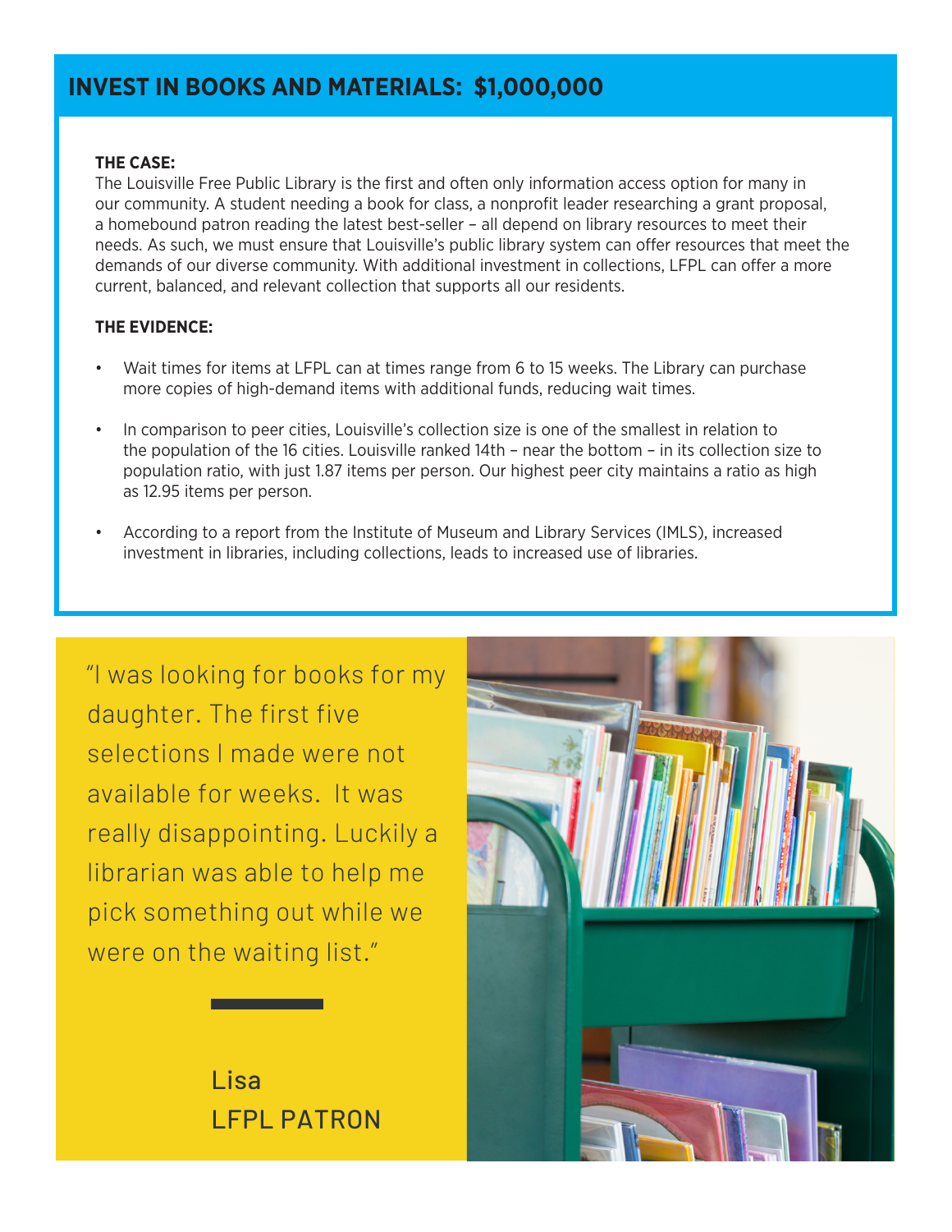## INVEST IN BOOKS AND MATERIALS: $1,000,000

**THE CASE:**

The Louisville Free Public Library is the first and often only information access option for many in our community. A student needing a book for class, a nonprofit leader researching a grant proposal, a homebound patron reading the latest best-seller – all depend on library resources to meet their needs. As such, we must ensure that Louisville's public library system can offer resources that meet the demands of our diverse community. With additional investment in collections, LFPL can offer a more current, balanced, and relevant collection that supports all our residents.

**THE EVIDENCE:**

- Wait times for items at LFPL can at times range from 6 to 15 weeks. The Library can purchase more copies of high-demand items with additional funds, reducing wait times.
- In comparison to peer cities, Louisville's collection size is one of the smallest in relation to the population of the 16 cities. Louisville ranked 14th – near the bottom – in its collection size to population ratio, with just 1.87 items per person. Our highest peer city maintains a ratio as high as 12.95 items per person.
- According to a report from the Institute of Museum and Library Services (IMLS), increased investment in libraries, including collections, leads to increased use of libraries.

"I was looking for books for my daughter. The first five selections I made were not available for weeks. It was really disappointing. Luckily a librarian was able to help me pick something out while we were on the waiting list."

Lisa
LFPL PATRON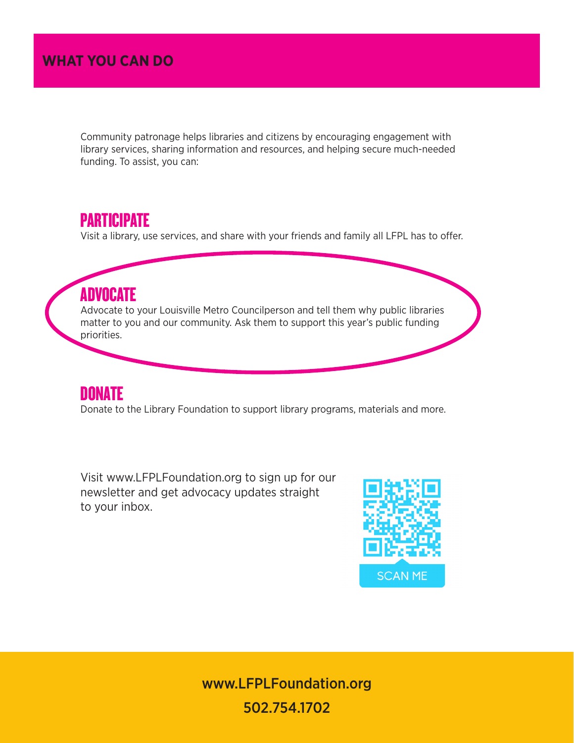## WHAT YOU CAN DO

Community patronage helps libraries and citizens by encouraging engagement with library services, sharing information and resources, and helping secure much-needed funding. To assist, you can:

### PARTICIPATE

Visit a library, use services, and share with your friends and family all LFPL has to offer.

### ADVOCATE

Advocate to your Louisville Metro Councilperson and tell them why public libraries matter to you and our community. Ask them to support this year's public funding priorities.

### DONATE

Donate to the Library Foundation to support library programs, materials and more.

Visit www.LFPLFoundation.org to sign up for our newsletter and get advocacy updates straight to your inbox.

SCAN ME

www.LFPLFoundation.org

502.754.1702